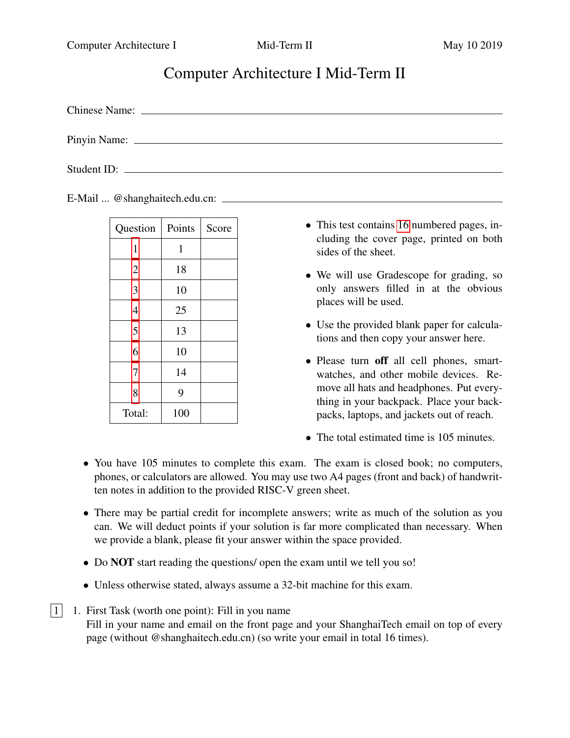# Computer Architecture I Mid-Term II

Chinese Name: ______________________________

Pinyin Name: ______________________________

Student ID: ______________________________

E-Mail ... @shanghaitech.edu.cn: ______________________________

| Question | Points | Score |
|---|---|---|
| 1 | 1 | |
| 2 | 18 | |
| 3 | 10 | |
| 4 | 25 | |
| 5 | 13 | |
| 6 | 10 | |
| 7 | 14 | |
| 8 | 9 | |
| Total: | 100 | |

- This test contains 16 numbered pages, including the cover page, printed on both sides of the sheet.
- We will use Gradescope for grading, so only answers filled in at the obvious places will be used.
- Use the provided blank paper for calculations and then copy your answer here.
- Please turn **off** all cell phones, smartwatches, and other mobile devices. Remove all hats and headphones. Put everything in your backpack. Place your backpacks, laptops, and jackets out of reach.
- The total estimated time is 105 minutes.

- You have 105 minutes to complete this exam. The exam is closed book; no computers, phones, or calculators are allowed. You may use two A4 pages (front and back) of handwritten notes in addition to the provided RISC-V green sheet.
- There may be partial credit for incomplete answers; write as much of the solution as you can. We will deduct points if your solution is far more complicated than necessary. When we provide a blank, please fit your answer within the space provided.
- Do **NOT** start reading the questions/ open the exam until we tell you so!
- Unless otherwise stated, always assume a 32-bit machine for this exam.

[1] 1. First Task (worth one point): Fill in you name
Fill in your name and email on the front page and your ShanghaiTech email on top of every page (without @shanghaitech.edu.cn) (so write your email in total 16 times).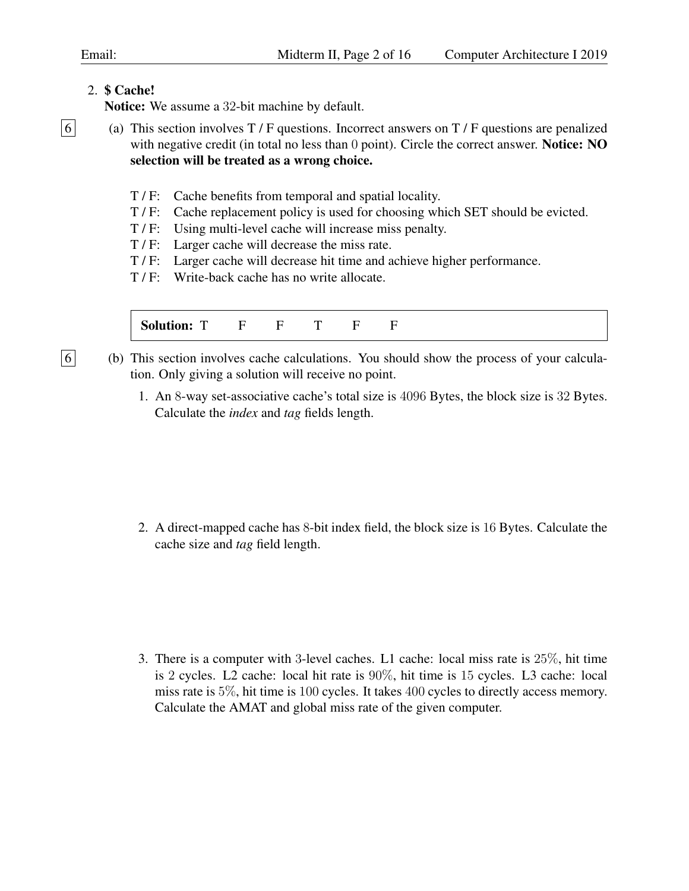2. **$ Cache!**

**Notice:** We assume a 32-bit machine by default.

6 (a) This section involves T / F questions. Incorrect answers on T / F questions are penalized with negative credit (in total no less than 0 point). Circle the correct answer. **Notice: NO selection will be treated as a wrong choice.**

- **T / F:** Cache benefits from temporal and spatial locality.
- **T / F:** Cache replacement policy is used for choosing which SET should be evicted.
- **T / F:** Using multi-level cache will increase miss penalty.
- **T / F:** Larger cache will decrease the miss rate.
- **T / F:** Larger cache will decrease hit time and achieve higher performance.
- **T / F:** Write-back cache has no write allocate.

> **Solution:** T F F T F F

6 (b) This section involves cache calculations. You should show the process of your calculation. Only giving a solution will receive no point.

1. An 8-way set-associative cache's total size is 4096 Bytes, the block size is 32 Bytes. Calculate the *index* and *tag* fields length.

2. A direct-mapped cache has 8-bit index field, the block size is 16 Bytes. Calculate the cache size and *tag* field length.

3. There is a computer with 3-level caches. L1 cache: local miss rate is 25%, hit time is 2 cycles. L2 cache: local hit rate is 90%, hit time is 15 cycles. L3 cache: local miss rate is 5%, hit time is 100 cycles. It takes 400 cycles to directly access memory. Calculate the AMAT and global miss rate of the given computer.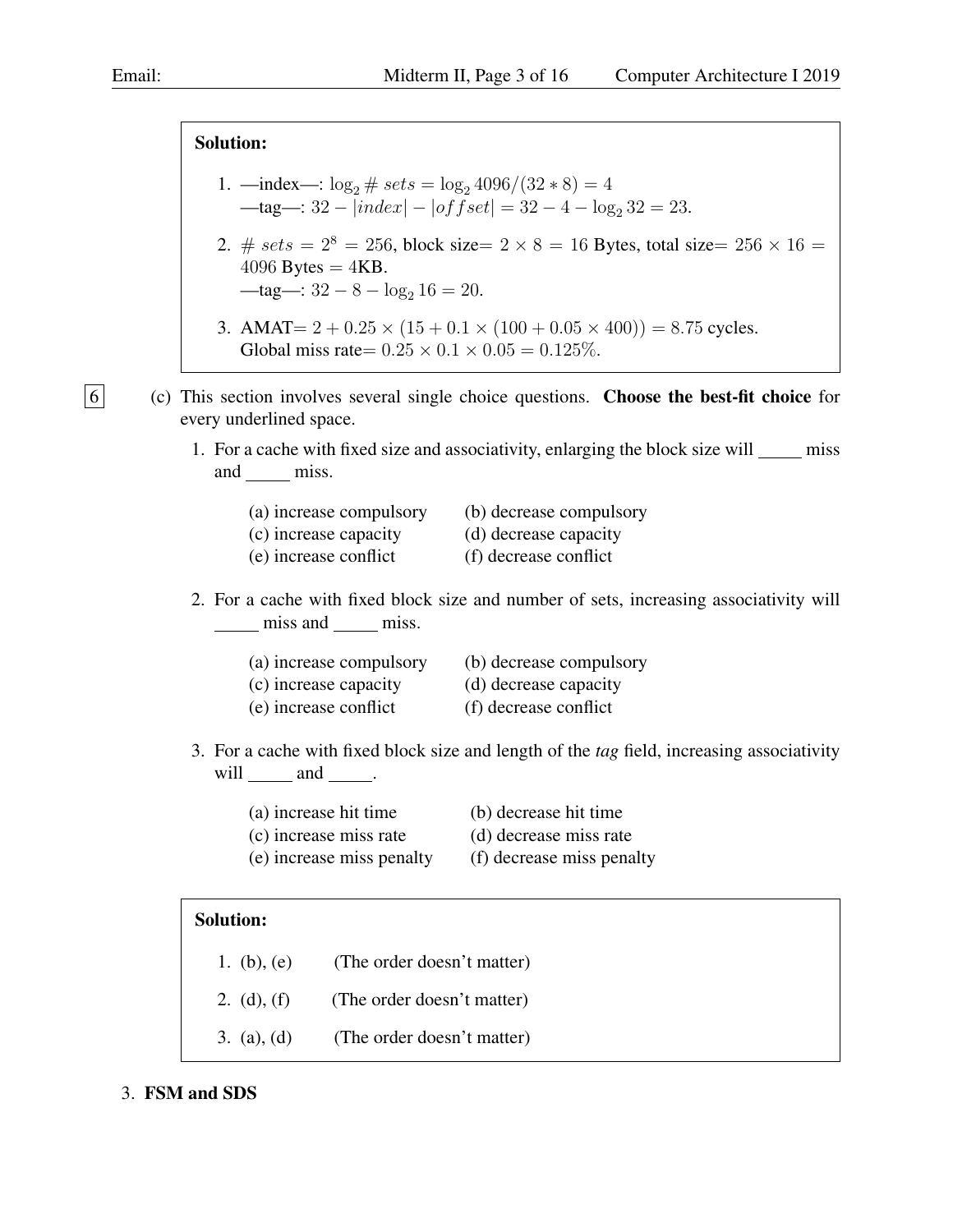**Solution:**

1. —index—: $\log_2 \# sets = \log_2 4096/(32*8) = 4$
   —tag—: $32 - |index| - |offset| = 32 - 4 - \log_2 32 = 23$.

2. $\# sets = 2^8 = 256$, block size$= 2 \times 8 = 16$ Bytes, total size$= 256 \times 16 = 4096$ Bytes $= 4$KB.
   —tag—: $32 - 8 - \log_2 16 = 20$.

3. AMAT$= 2 + 0.25 \times (15 + 0.1 \times (100 + 0.05 \times 400)) = 8.75$ cycles.
   Global miss rate$= 0.25 \times 0.1 \times 0.05 = 0.125\%$.

6 (c) This section involves several single choice questions. **Choose the best-fit choice** for every underlined space.

1. For a cache with fixed size and associativity, enlarging the block size will _____ miss and _____ miss.

   (a) increase compulsory (b) decrease compulsory
   (c) increase capacity (d) decrease capacity
   (e) increase conflict (f) decrease conflict

2. For a cache with fixed block size and number of sets, increasing associativity will _____ miss and _____ miss.

   (a) increase compulsory (b) decrease compulsory
   (c) increase capacity (d) decrease capacity
   (e) increase conflict (f) decrease conflict

3. For a cache with fixed block size and length of the *tag* field, increasing associativity will _____ and _____.

   (a) increase hit time (b) decrease hit time
   (c) increase miss rate (d) decrease miss rate
   (e) increase miss penalty (f) decrease miss penalty

**Solution:**

1. (b), (e) (The order doesn't matter)
2. (d), (f) (The order doesn't matter)
3. (a), (d) (The order doesn't matter)

3. **FSM and SDS**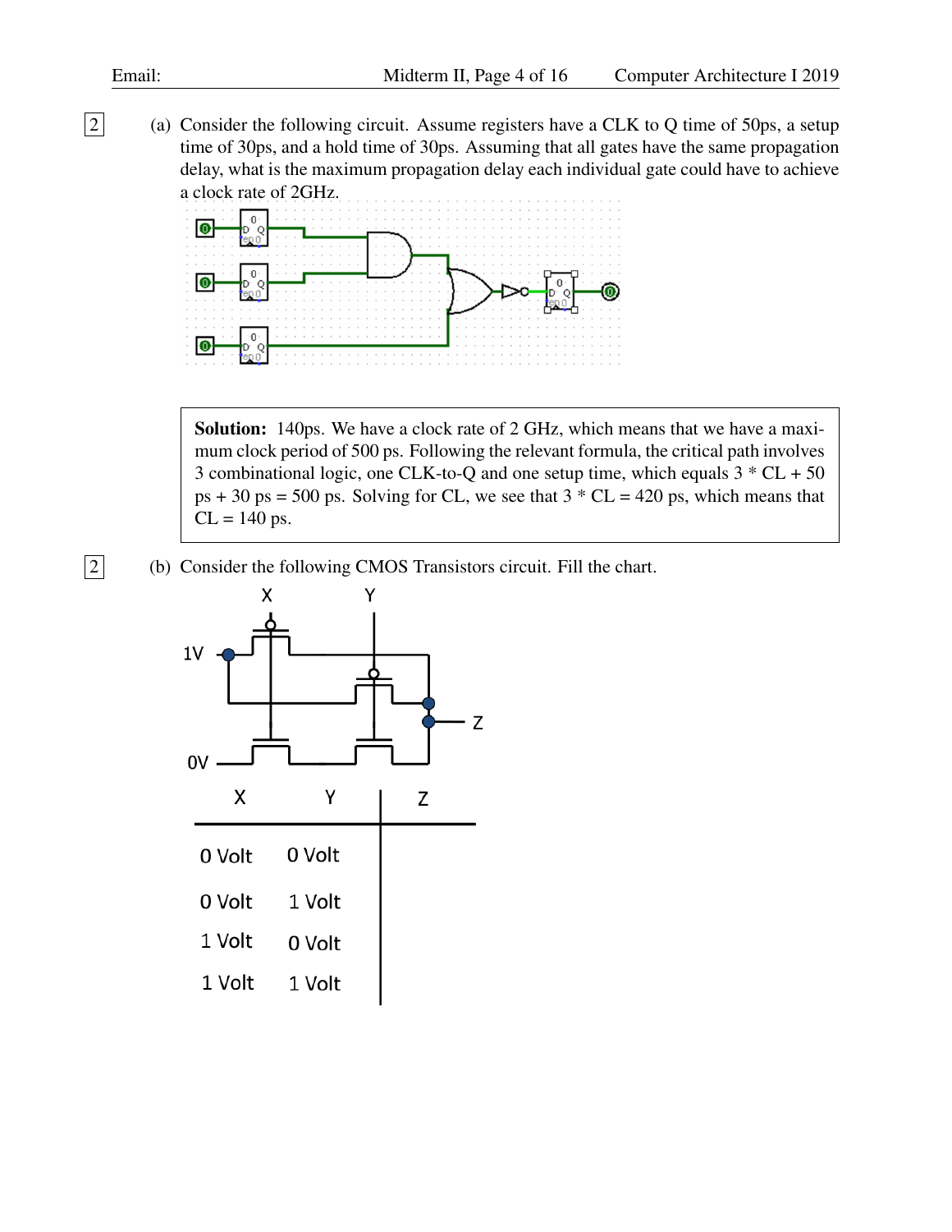2 (a) Consider the following circuit. Assume registers have a CLK to Q time of 50ps, a setup time of 30ps, and a hold time of 30ps. Assuming that all gates have the same propagation delay, what is the maximum propagation delay each individual gate could have to achieve a clock rate of 2GHz.

**Solution:** 140ps. We have a clock rate of 2 GHz, which means that we have a maximum clock period of 500 ps. Following the relevant formula, the critical path involves 3 combinational logic, one CLK-to-Q and one setup time, which equals 3 * CL + 50 ps + 30 ps = 500 ps. Solving for CL, we see that 3 * CL = 420 ps, which means that CL = 140 ps.

2 (b) Consider the following CMOS Transistors circuit. Fill the chart.

| X | Y | Z |
|---|---|---|
| 0 Volt | 0 Volt | |
| 0 Volt | 1 Volt | |
| 1 Volt | 0 Volt | |
| 1 Volt | 1 Volt | |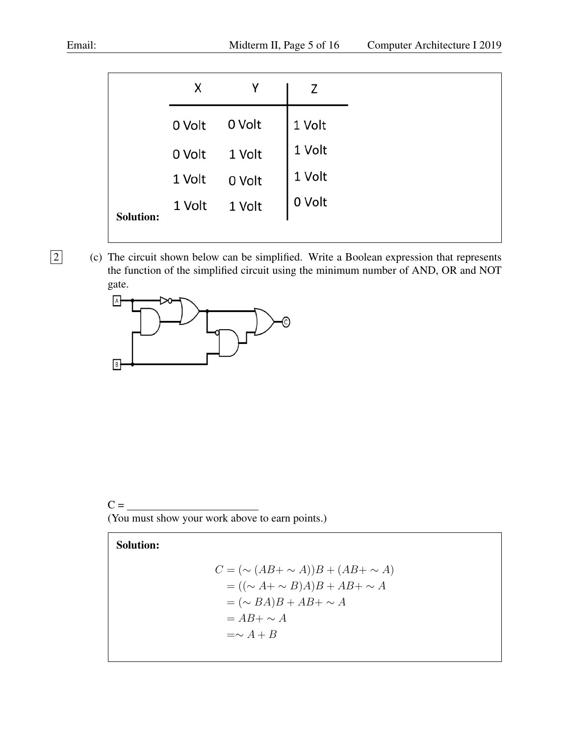**Solution:**

| X | Y | Z |
|---|---|---|
| 0 Volt | 0 Volt | 1 Volt |
| 0 Volt | 1 Volt | 1 Volt |
| 1 Volt | 0 Volt | 1 Volt |
| 1 Volt | 1 Volt | 0 Volt |

2 (c) The circuit shown below can be simplified. Write a Boolean expression that represents the function of the simplified circuit using the minimum number of AND, OR and NOT gate.

C = ________________________

(You must show your work above to earn points.)

**Solution:**

$$
\begin{aligned}
C &= (\sim (AB + \sim A))B + (AB + \sim A) \\
&= ((\sim A + \sim B)A)B + AB + \sim A \\
&= (\sim BA)B + AB + \sim A \\
&= AB + \sim A \\
&= \sim A + B
\end{aligned}
$$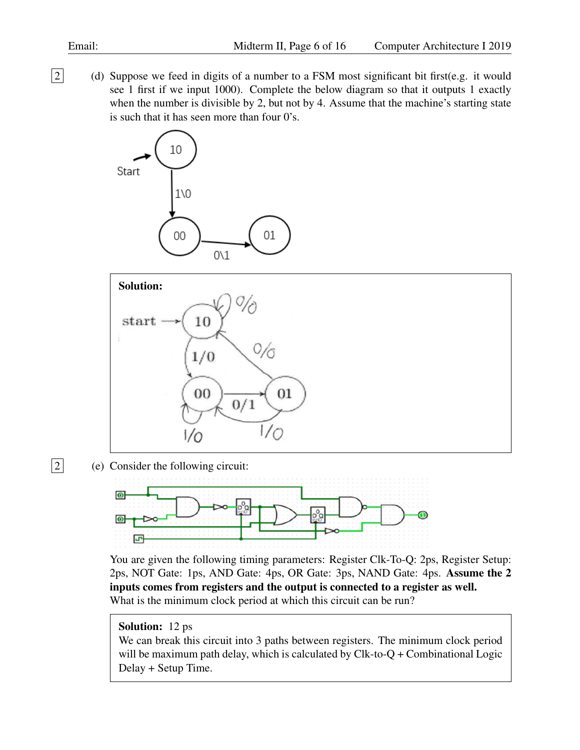2 (d) Suppose we feed in digits of a number to a FSM most significant bit first(e.g. it would see 1 first if we input 1000). Complete the below diagram so that it outputs 1 exactly when the number is divisible by 2, but not by 4. Assume that the machine's starting state is such that it has seen more than four 0's.

**Solution:**

2 (e) Consider the following circuit:

You are given the following timing parameters: Register Clk-To-Q: 2ps, Register Setup: 2ps, NOT Gate: 1ps, AND Gate: 4ps, OR Gate: 3ps, NAND Gate: 4ps. **Assume the 2 inputs comes from registers and the output is connected to a register as well.**
What is the minimum clock period at which this circuit can be run?

**Solution:** 12 ps
We can break this circuit into 3 paths between registers. The minimum clock period will be maximum path delay, which is calculated by Clk-to-Q + Combinational Logic Delay + Setup Time.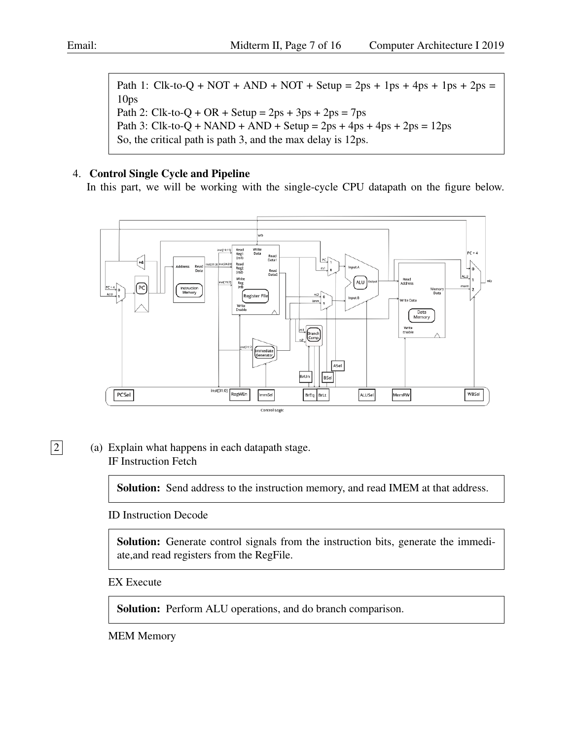Path 1: Clk-to-Q + NOT + AND + NOT + Setup = 2ps + 1ps + 4ps + 1ps + 2ps = 10ps
Path 2: Clk-to-Q + OR + Setup = 2ps + 3ps + 2ps = 7ps
Path 3: Clk-to-Q + NAND + AND + Setup = 2ps + 4ps + 4ps + 2ps = 12ps
So, the critical path is path 3, and the max delay is 12ps.

4. **Control Single Cycle and Pipeline**
In this part, we will be working with the single-cycle CPU datapath on the figure below.

2 (a) Explain what happens in each datapath stage.

IF Instruction Fetch

**Solution:** Send address to the instruction memory, and read IMEM at that address.

ID Instruction Decode

**Solution:** Generate control signals from the instruction bits, generate the immediate,and read registers from the RegFile.

EX Execute

**Solution:** Perform ALU operations, and do branch comparison.

MEM Memory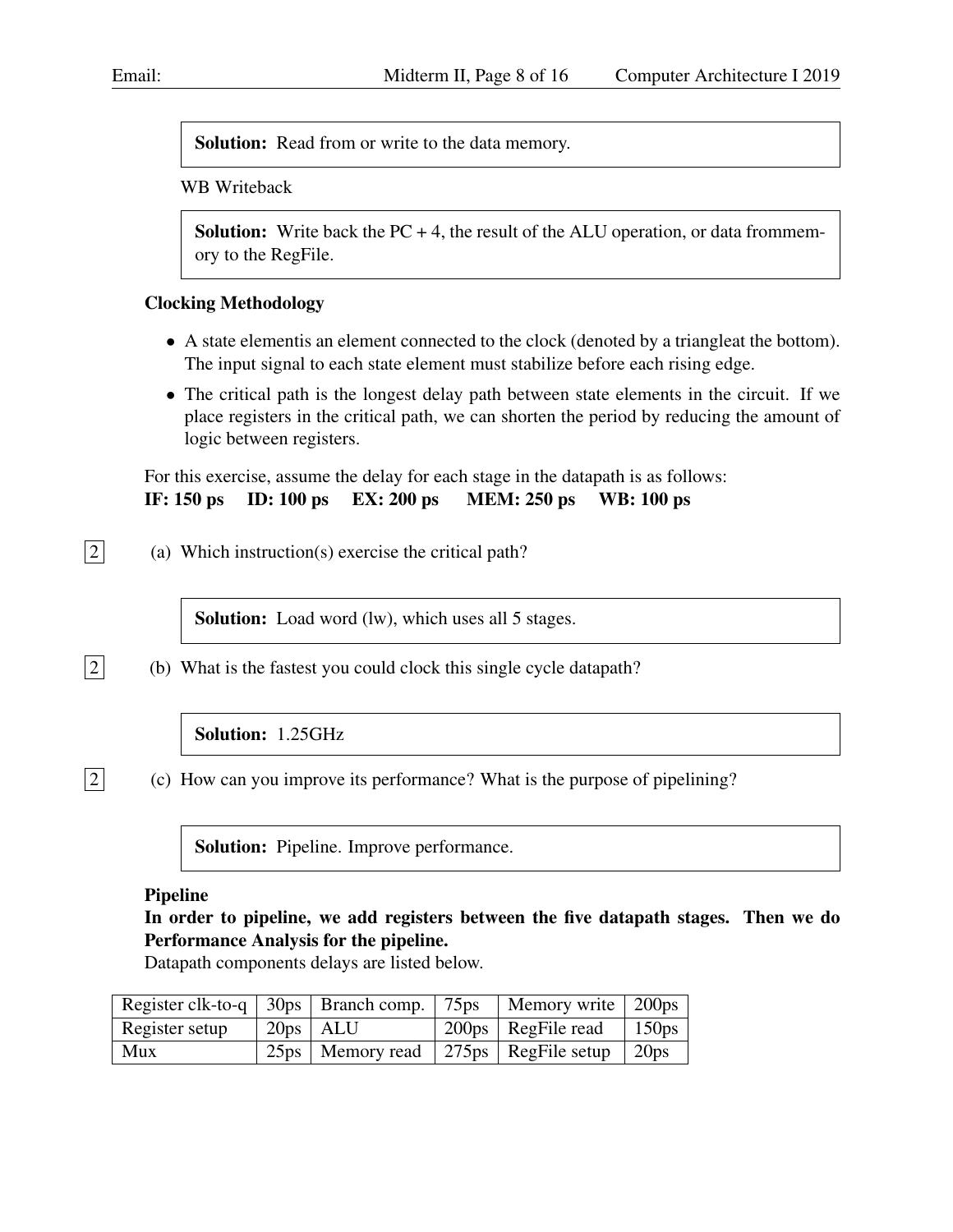**Solution:** Read from or write to the data memory.

WB Writeback

**Solution:** Write back the PC + 4, the result of the ALU operation, or data frommemory to the RegFile.

**Clocking Methodology**

- A state elementis an element connected to the clock (denoted by a triangleat the bottom). The input signal to each state element must stabilize before each rising edge.
- The critical path is the longest delay path between state elements in the circuit. If we place registers in the critical path, we can shorten the period by reducing the amount of logic between registers.

For this exercise, assume the delay for each stage in the datapath is as follows:
**IF: 150 ps ID: 100 ps EX: 200 ps MEM: 250 ps WB: 100 ps**

2 (a) Which instruction(s) exercise the critical path?

**Solution:** Load word (lw), which uses all 5 stages.

2 (b) What is the fastest you could clock this single cycle datapath?

**Solution:** 1.25GHz

2 (c) How can you improve its performance? What is the purpose of pipelining?

**Solution:** Pipeline. Improve performance.

**Pipeline**

**In order to pipeline, we add registers between the five datapath stages. Then we do Performance Analysis for the pipeline.**

Datapath components delays are listed below.

| Register clk-to-q | 30ps | Branch comp. | 75ps | Memory write | 200ps |
|---|---|---|---|---|---|
| Register setup | 20ps | ALU | 200ps | RegFile read | 150ps |
| Mux | 25ps | Memory read | 275ps | RegFile setup | 20ps |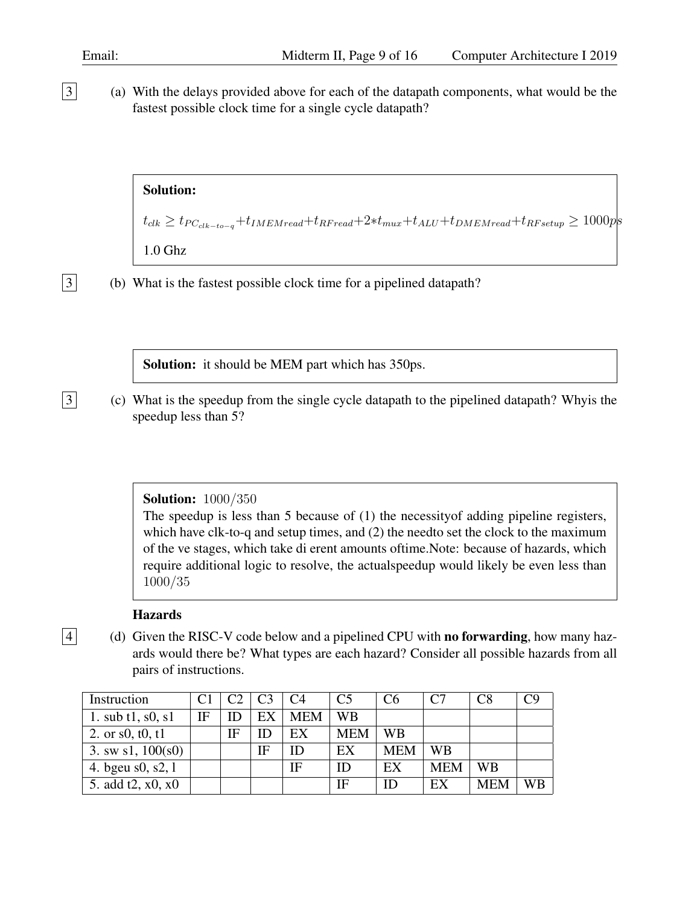[3] (a) With the delays provided above for each of the datapath components, what would be the fastest possible clock time for a single cycle datapath?

**Solution:**

$t_{clk} \geq t_{PC_{clk-to-q}} + t_{IMEMread} + t_{RFread} + 2 * t_{mux} + t_{ALU} + t_{DMEMread} + t_{RFsetup} \geq 1000ps$

1.0 Ghz

[3] (b) What is the fastest possible clock time for a pipelined datapath?

**Solution:** it should be MEM part which has 350ps.

[3] (c) What is the speedup from the single cycle datapath to the pipelined datapath? Whyis the speedup less than 5?

**Solution:** $1000/350$
The speedup is less than 5 because of (1) the necessityof adding pipeline registers, which have clk-to-q and setup times, and (2) the needto set the clock to the maximum of the ve stages, which take di erent amounts oftime.Note: because of hazards, which require additional logic to resolve, the actualspeedup would likely be even less than $1000/35$

**Hazards**

[4] (d) Given the RISC-V code below and a pipelined CPU with **no forwarding**, how many hazards would there be? What types are each hazard? Consider all possible hazards from all pairs of instructions.

| Instruction | C1 | C2 | C3 | C4 | C5 | C6 | C7 | C8 | C9 |
|---|---|---|---|---|---|---|---|---|---|
| 1. sub t1, s0, s1 | IF | ID | EX | MEM | WB | | | | |
| 2. or s0, t0, t1 | | IF | ID | EX | MEM | WB | | | |
| 3. sw s1, 100(s0) | | | IF | ID | EX | MEM | WB | | |
| 4. bgeu s0, s2, l | | | | IF | ID | EX | MEM | WB | |
| 5. add t2, x0, x0 | | | | | IF | ID | EX | MEM | WB |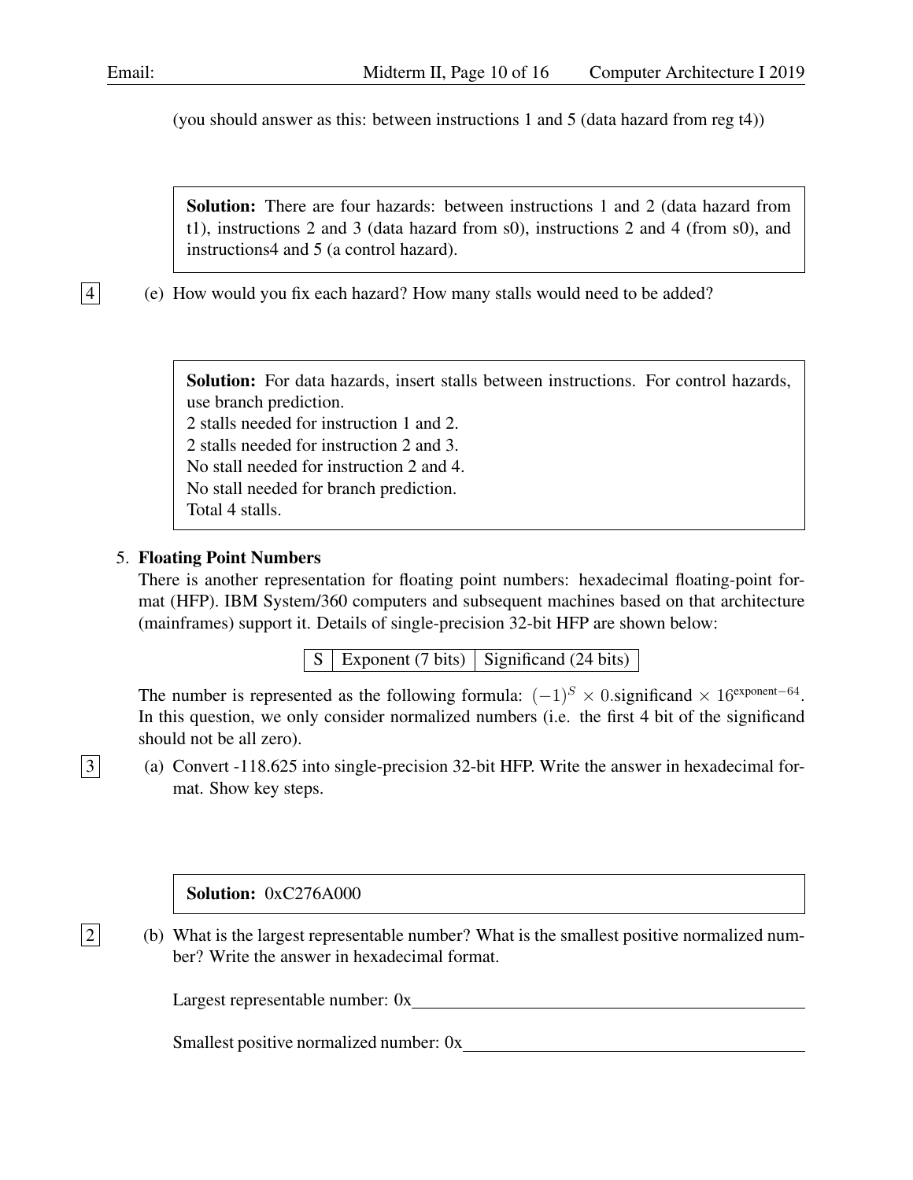(you should answer as this: between instructions 1 and 5 (data hazard from reg t4))

> **Solution:** There are four hazards: between instructions 1 and 2 (data hazard from t1), instructions 2 and 3 (data hazard from s0), instructions 2 and 4 (from s0), and instructions4 and 5 (a control hazard).

[4] (e) How would you fix each hazard? How many stalls would need to be added?

> **Solution:** For data hazards, insert stalls between instructions. For control hazards, use branch prediction.
> 2 stalls needed for instruction 1 and 2.
> 2 stalls needed for instruction 2 and 3.
> No stall needed for instruction 2 and 4.
> No stall needed for branch prediction.
> Total 4 stalls.

5. **Floating Point Numbers**

There is another representation for floating point numbers: hexadecimal floating-point format (HFP). IBM System/360 computers and subsequent machines based on that architecture (mainframes) support it. Details of single-precision 32-bit HFP are shown below:

| S | Exponent (7 bits) | Significand (24 bits) |
|---|---|---|

The number is represented as the following formula: $(-1)^S \times 0.\text{significand} \times 16^{\text{exponent}-64}$. In this question, we only consider normalized numbers (i.e. the first 4 bit of the significand should not be all zero).

[3] (a) Convert -118.625 into single-precision 32-bit HFP. Write the answer in hexadecimal format. Show key steps.

> **Solution:** 0xC276A000

[2] (b) What is the largest representable number? What is the smallest positive normalized number? Write the answer in hexadecimal format.

Largest representable number: 0x\_\_\_\_\_\_\_\_\_\_\_\_\_\_\_\_\_\_\_\_

Smallest positive normalized number: 0x\_\_\_\_\_\_\_\_\_\_\_\_\_\_\_\_\_\_\_\_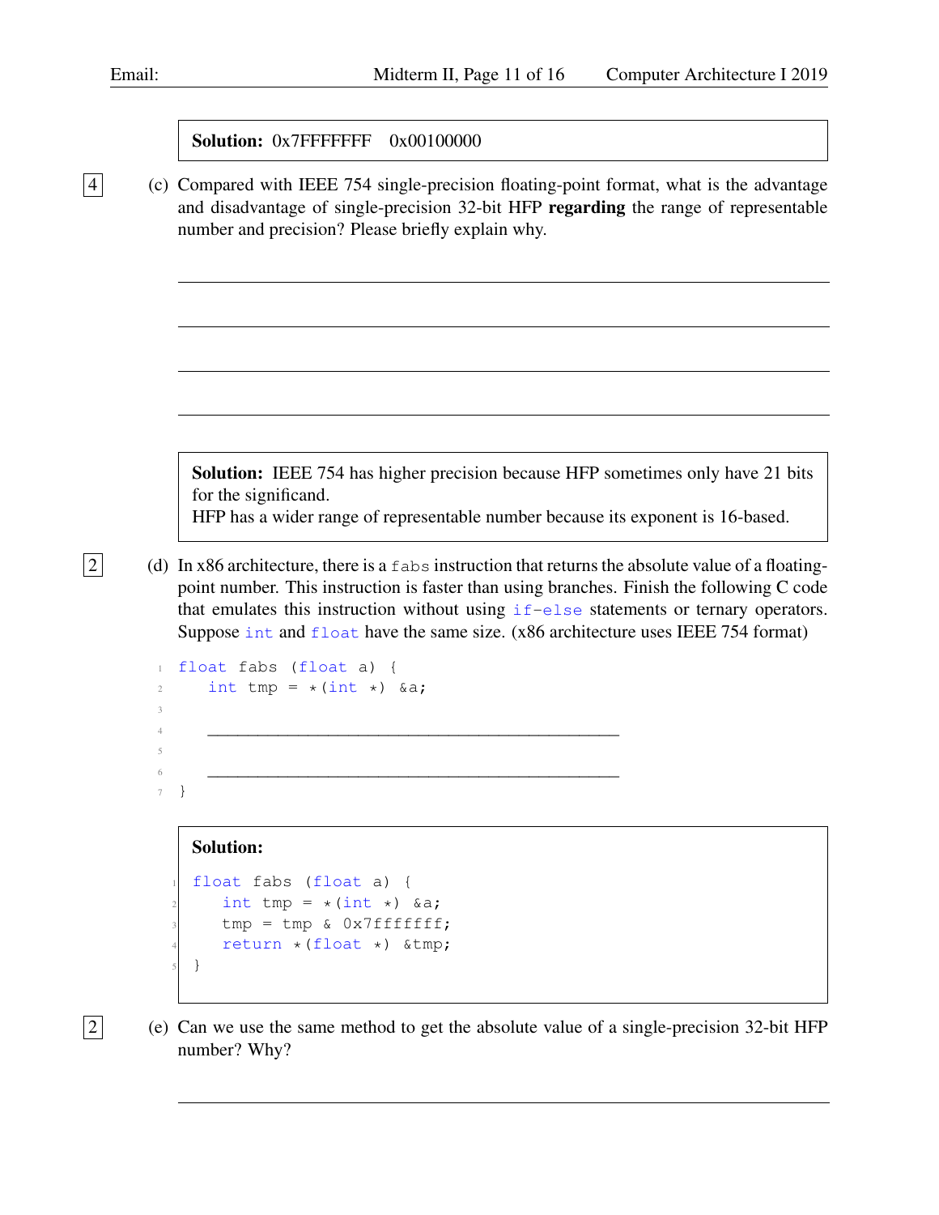**Solution:** 0x7FFFFFFF 0x00100000

[4] (c) Compared with IEEE 754 single-precision floating-point format, what is the advantage and disadvantage of single-precision 32-bit HFP **regarding** the range of representable number and precision? Please briefly explain why.

---

---

---

---

**Solution:** IEEE 754 has higher precision because HFP sometimes only have 21 bits for the significand.
HFP has a wider range of representable number because its exponent is 16-based.

[2] (d) In x86 architecture, there is a `fabs` instruction that returns the absolute value of a floating-point number. This instruction is faster than using branches. Finish the following C code that emulates this instruction without using `if-else` statements or ternary operators. Suppose `int` and `float` have the same size. (x86 architecture uses IEEE 754 format)

```
float fabs (float a) {
    int tmp = *(int *) &a;

    ____________________________________________

    ____________________________________________
}
```

**Solution:**

```
float fabs (float a) {
    int tmp = *(int *) &a;
    tmp = tmp & 0x7fffffff;
    return *(float *) &tmp;
}
```

[2] (e) Can we use the same method to get the absolute value of a single-precision 32-bit HFP number? Why?

---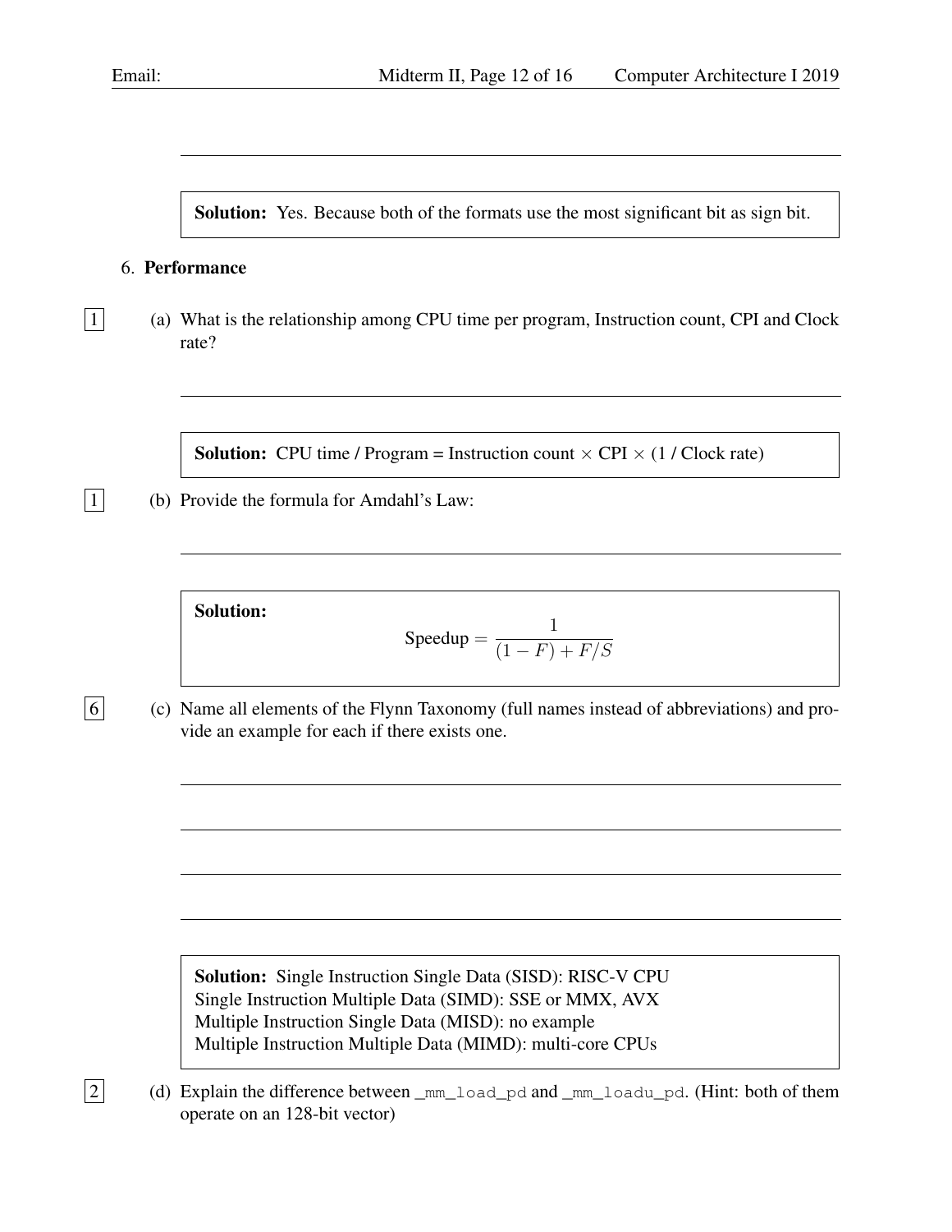**Solution:** Yes. Because both of the formats use the most significant bit as sign bit.

6. **Performance**

[1] (a) What is the relationship among CPU time per program, Instruction count, CPI and Clock rate?

**Solution:** CPU time / Program = Instruction count × CPI × (1 / Clock rate)

[1] (b) Provide the formula for Amdahl's Law:

**Solution:**

$$\text{Speedup} = \frac{1}{(1-F) + F/S}$$

[6] (c) Name all elements of the Flynn Taxonomy (full names instead of abbreviations) and provide an example for each if there exists one.

**Solution:** Single Instruction Single Data (SISD): RISC-V CPU
Single Instruction Multiple Data (SIMD): SSE or MMX, AVX
Multiple Instruction Single Data (MISD): no example
Multiple Instruction Multiple Data (MIMD): multi-core CPUs

[2] (d) Explain the difference between `_mm_load_pd` and `_mm_loadu_pd`. (Hint: both of them operate on an 128-bit vector)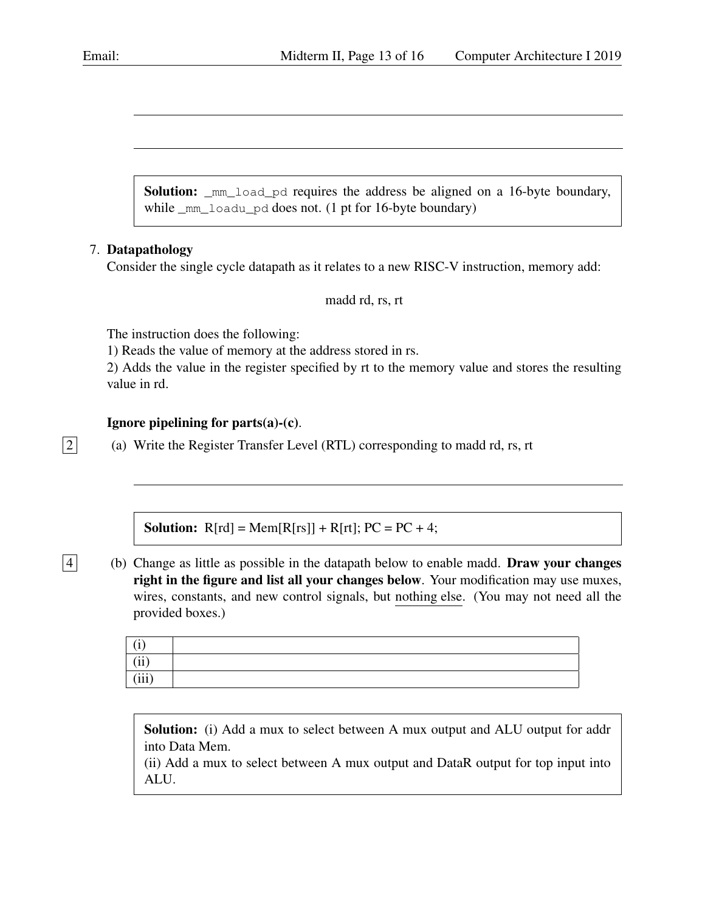**Solution:** `_mm_load_pd` requires the address be aligned on a 16-byte boundary, while `_mm_loadu_pd` does not. (1 pt for 16-byte boundary)

7. **Datapathology**

   Consider the single cycle datapath as it relates to a new RISC-V instruction, memory add:

   madd rd, rs, rt

   The instruction does the following:
   1) Reads the value of memory at the address stored in rs.
   2) Adds the value in the register specified by rt to the memory value and stores the resulting value in rd.

   **Ignore pipelining for parts(a)-(c).**

   [2] (a) Write the Register Transfer Level (RTL) corresponding to madd rd, rs, rt

   **Solution:** R[rd] = Mem[R[rs]] + R[rt]; PC = PC + 4;

   [4] (b) Change as little as possible in the datapath below to enable madd. **Draw your changes right in the figure and list all your changes below**. Your modification may use muxes, wires, constants, and new control signals, but nothing else. (You may not need all the provided boxes.)

| | |
|---|---|
| (i) | |
| (ii) | |
| (iii) | |

   **Solution:** (i) Add a mux to select between A mux output and ALU output for addr into Data Mem.
   (ii) Add a mux to select between A mux output and DataR output for top input into ALU.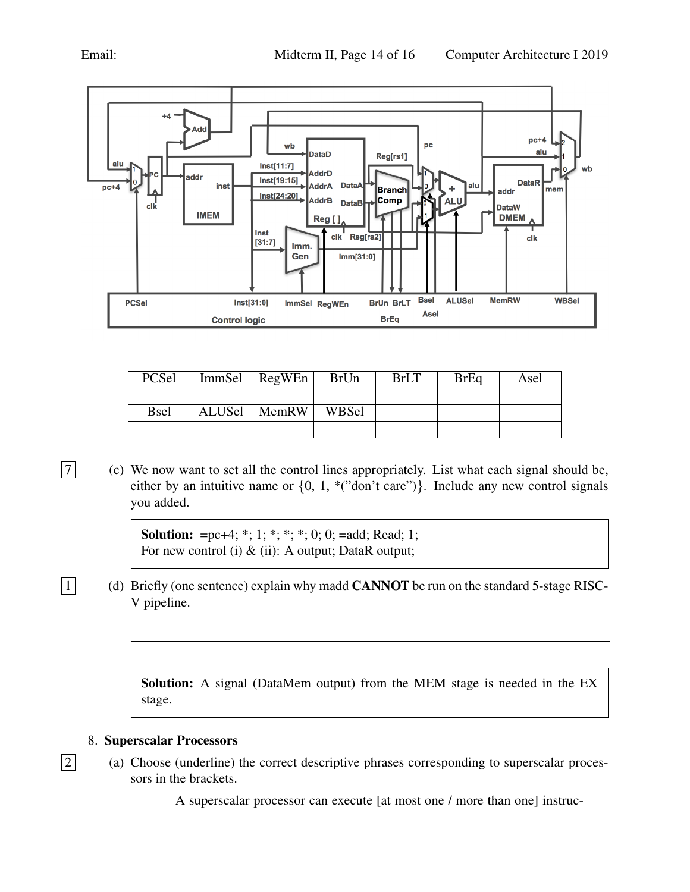| PCSel | ImmSel | RegWEn | BrUn | BrLT | BrEq | Asel |
|---|---|---|---|---|---|---|
| | | | | | | |
| Bsel | ALUSel | MemRW | WBSel | | | |
| | | | | | | |

7 (c) We now want to set all the control lines appropriately. List what each signal should be, either by an intuitive name or {0, 1, *("don't care")}. Include any new control signals you added.

> **Solution:** =pc+4; *; 1; *; *; *; 0; 0; =add; Read; 1;
> For new control (i) & (ii): A output; DataR output;

1 (d) Briefly (one sentence) explain why madd **CANNOT** be run on the standard 5-stage RISC-V pipeline.

> **Solution:** A signal (DataMem output) from the MEM stage is needed in the EX stage.

8. **Superscalar Processors**

2 (a) Choose (underline) the correct descriptive phrases corresponding to superscalar processors in the brackets.

A superscalar processor can execute [at most one / more than one] instruc-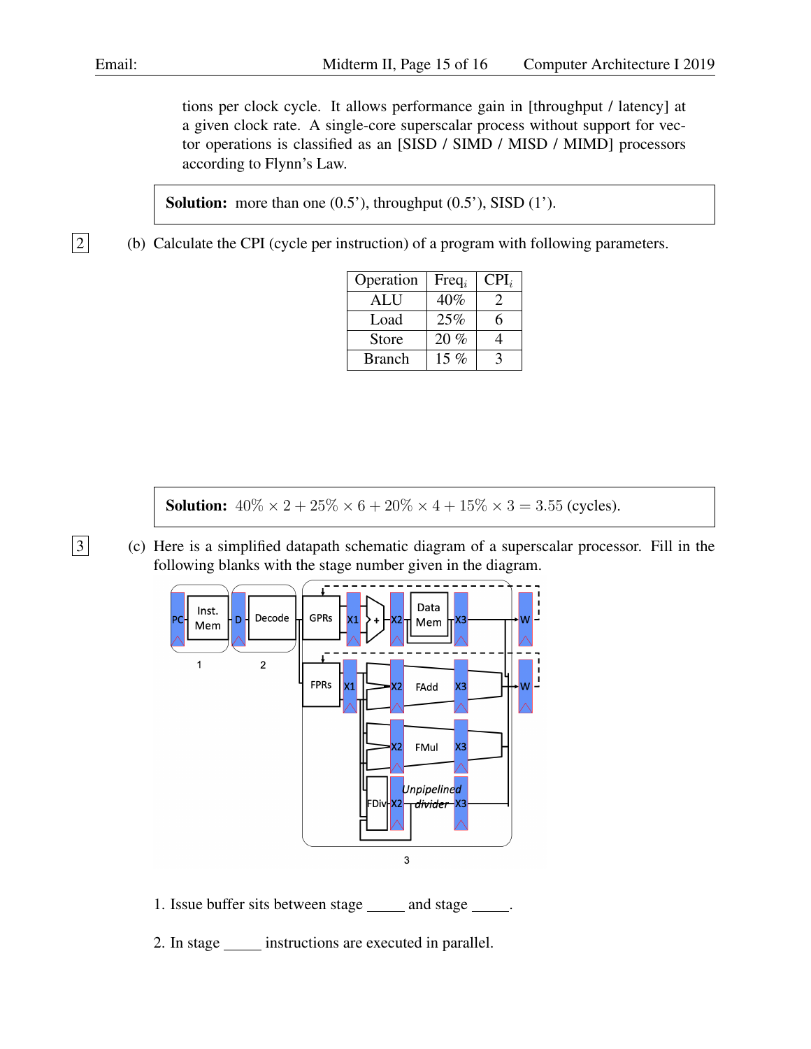tions per clock cycle. It allows performance gain in [throughput / latency] at a given clock rate. A single-core superscalar process without support for vector operations is classified as an [SISD / SIMD / MISD / MIMD] processors according to Flynn's Law.

> **Solution:** more than one (0.5'), throughput (0.5'), SISD (1').

[2] (b) Calculate the CPI (cycle per instruction) of a program with following parameters.

| Operation | $\text{Freq}_i$ | $\text{CPI}_i$ |
|---|---|---|
| ALU | 40% | 2 |
| Load | 25% | 6 |
| Store | 20 % | 4 |
| Branch | 15 % | 3 |

> **Solution:** $40\% \times 2 + 25\% \times 6 + 20\% \times 4 + 15\% \times 3 = 3.55$ (cycles).

[3] (c) Here is a simplified datapath schematic diagram of a superscalar processor. Fill in the following blanks with the stage number given in the diagram.

1. Issue buffer sits between stage _____ and stage _____.

2. In stage _____ instructions are executed in parallel.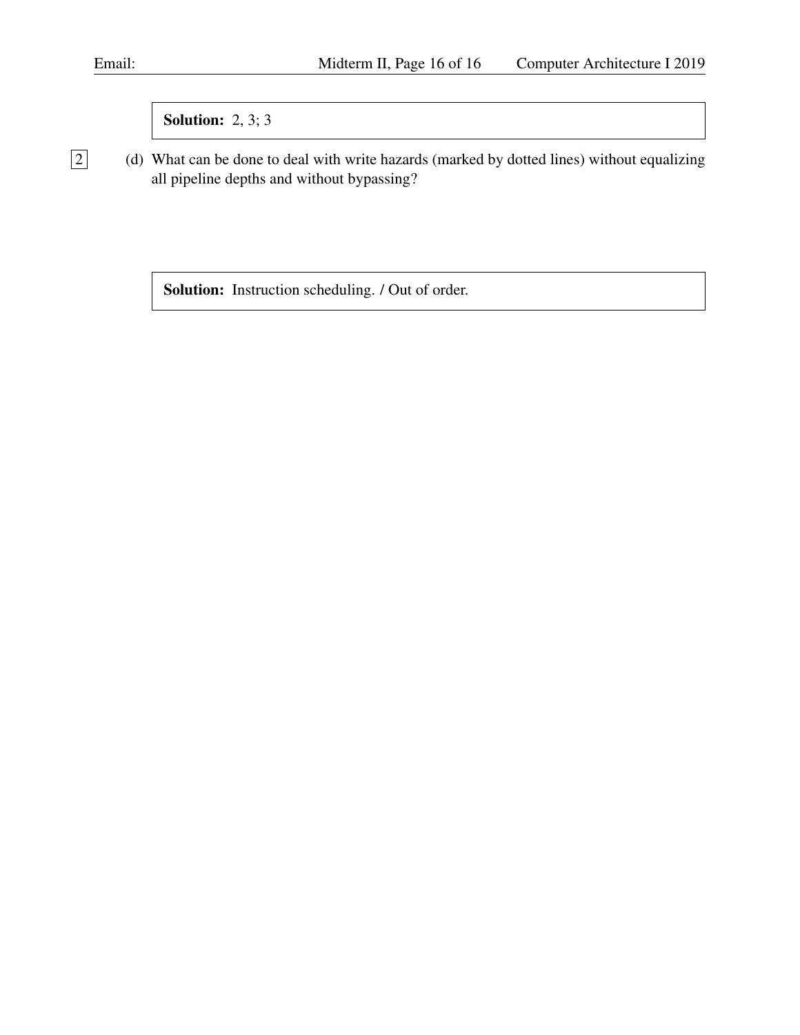**Solution:** 2, 3; 3

2 (d) What can be done to deal with write hazards (marked by dotted lines) without equalizing all pipeline depths and without bypassing?

**Solution:** Instruction scheduling. / Out of order.